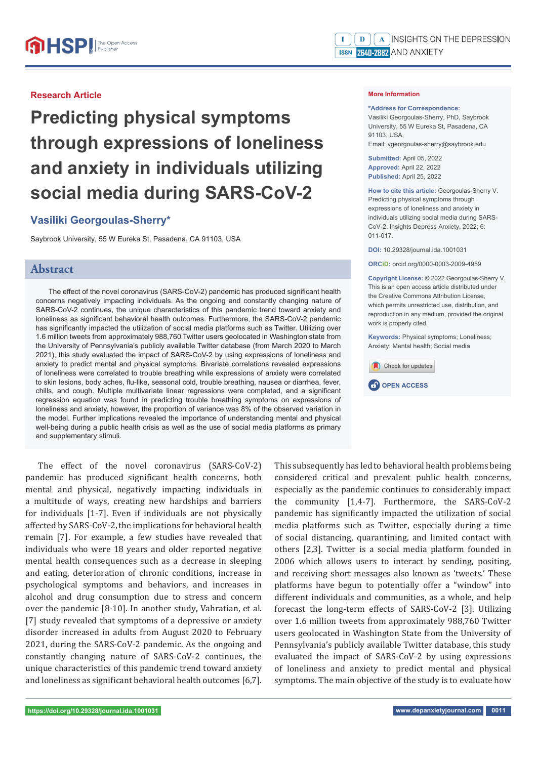Research Article

# Predicting physical symptoms through expressions of loneliness and anxiety in individuals utilizing social media during SARS-CoV-2

## Vasiliki Georgoulas-Sherry*

Saybrook University, 55 W Eureka St, Pasadena, CA 91103, USA

**More Information**

**\*Address for Correspondence:** Vasiliki Georgoulas-Sherry, PhD, Saybrook University, 55 W Eureka St, Pasadena, CA 91103, USA, Email: vgeorgoulas-sherry@saybrook.edu

**Submitted:** April 05, 2022
**Approved:** April 22, 2022
**Published:** April 25, 2022

**How to cite this article:** Georgoulas-Sherry V. Predicting physical symptoms through expressions of loneliness and anxiety in individuals utilizing social media during SARS-CoV-2. Insights Depress Anxiety. 2022; 6: 011-017.

**DOI:** 10.29328/journal.ida.1001031

**ORCiD:** orcid.org/0000-0003-2009-4959

**Copyright License:** © 2022 Georgoulas-Sherry V. This is an open access article distributed under the Creative Commons Attribution License, which permits unrestricted use, distribution, and reproduction in any medium, provided the original work is properly cited.

**Keywords:** Physical symptoms; Loneliness; Anxiety; Mental health; Social media

## Abstract

The effect of the novel coronavirus (SARS-CoV-2) pandemic has produced significant health concerns negatively impacting individuals. As the ongoing and constantly changing nature of SARS-CoV-2 continues, the unique characteristics of this pandemic trend toward anxiety and loneliness as significant behavioral health outcomes. Furthermore, the SARS-CoV-2 pandemic has significantly impacted the utilization of social media platforms such as Twitter. Utilizing over 1.6 million tweets from approximately 988,760 Twitter users geolocated in Washington state from the University of Pennsylvania's publicly available Twitter database (from March 2020 to March 2021), this study evaluated the impact of SARS-CoV-2 by using expressions of loneliness and anxiety to predict mental and physical symptoms. Bivariate correlations revealed expressions of loneliness were correlated to trouble breathing while expressions of anxiety were correlated to skin lesions, body aches, flu-like, seasonal cold, trouble breathing, nausea or diarrhea, fever, chills, and cough. Multiple multivariate linear regressions were completed, and a significant regression equation was found in predicting trouble breathing symptoms on expressions of loneliness and anxiety, however, the proportion of variance was 8% of the observed variation in the model. Further implications revealed the importance of understanding mental and physical well-being during a public health crisis as well as the use of social media platforms as primary and supplementary stimuli.

The effect of the novel coronavirus (SARS-CoV-2) pandemic has produced significant health concerns, both mental and physical, negatively impacting individuals in a multitude of ways, creating new hardships and barriers for individuals [1-7]. Even if individuals are not physically affected by SARS-CoV-2, the implications for behavioral health remain [7]. For example, a few studies have revealed that individuals who were 18 years and older reported negative mental health consequences such as a decrease in sleeping and eating, deterioration of chronic conditions, increase in psychological symptoms and behaviors, and increases in alcohol and drug consumption due to stress and concern over the pandemic [8-10]. In another study, Vahratian, et al. [7] study revealed that symptoms of a depressive or anxiety disorder increased in adults from August 2020 to February 2021, during the SARS-CoV-2 pandemic. As the ongoing and constantly changing nature of SARS-CoV-2 continues, the unique characteristics of this pandemic trend toward anxiety and loneliness as significant behavioral health outcomes [6,7]. This subsequently has led to behavioral health problems being considered critical and prevalent public health concerns, especially as the pandemic continues to considerably impact the community [1,4-7]. Furthermore, the SARS-CoV-2 pandemic has significantly impacted the utilization of social media platforms such as Twitter, especially during a time of social distancing, quarantining, and limited contact with others [2,3]. Twitter is a social media platform founded in 2006 which allows users to interact by sending, positing, and receiving short messages also known as 'tweets.' These platforms have begun to potentially offer a "window" into different individuals and communities, as a whole, and help forecast the long-term effects of SARS-CoV-2 [3]. Utilizing over 1.6 million tweets from approximately 988,760 Twitter users geolocated in Washington State from the University of Pennsylvania's publicly available Twitter database, this study evaluated the impact of SARS-CoV-2 by using expressions of loneliness and anxiety to predict mental and physical symptoms. The main objective of the study is to evaluate how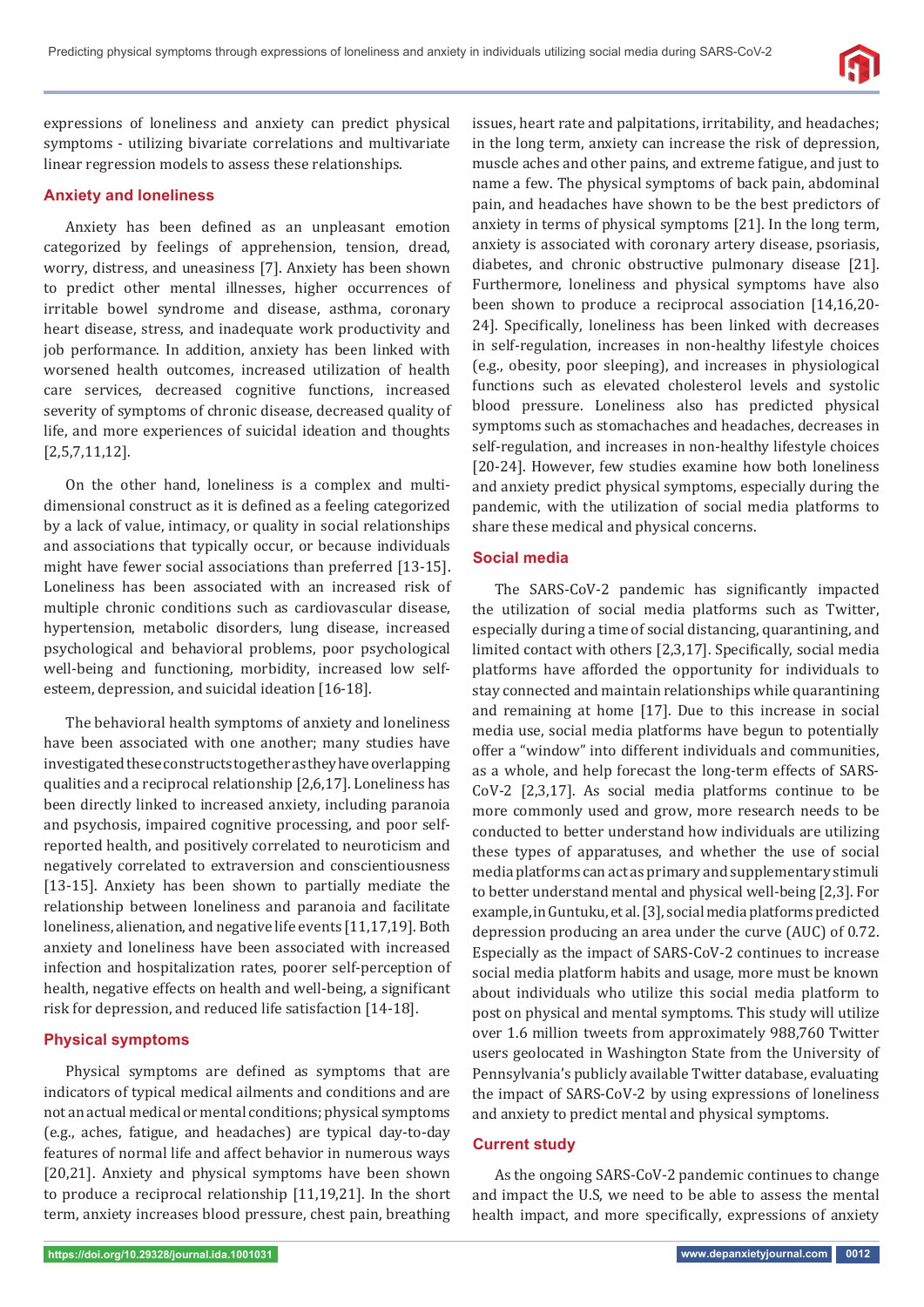expressions of loneliness and anxiety can predict physical symptoms - utilizing bivariate correlations and multivariate linear regression models to assess these relationships.

## Anxiety and loneliness

Anxiety has been defined as an unpleasant emotion categorized by feelings of apprehension, tension, dread, worry, distress, and uneasiness [7]. Anxiety has been shown to predict other mental illnesses, higher occurrences of irritable bowel syndrome and disease, asthma, coronary heart disease, stress, and inadequate work productivity and job performance. In addition, anxiety has been linked with worsened health outcomes, increased utilization of health care services, decreased cognitive functions, increased severity of symptoms of chronic disease, decreased quality of life, and more experiences of suicidal ideation and thoughts [2,5,7,11,12].

On the other hand, loneliness is a complex and multi-dimensional construct as it is defined as a feeling categorized by a lack of value, intimacy, or quality in social relationships and associations that typically occur, or because individuals might have fewer social associations than preferred [13-15]. Loneliness has been associated with an increased risk of multiple chronic conditions such as cardiovascular disease, hypertension, metabolic disorders, lung disease, increased psychological and behavioral problems, poor psychological well-being and functioning, morbidity, increased low self-esteem, depression, and suicidal ideation [16-18].

The behavioral health symptoms of anxiety and loneliness have been associated with one another; many studies have investigated these constructs together as they have overlapping qualities and a reciprocal relationship [2,6,17]. Loneliness has been directly linked to increased anxiety, including paranoia and psychosis, impaired cognitive processing, and poor self-reported health, and positively correlated to neuroticism and negatively correlated to extraversion and conscientiousness [13-15]. Anxiety has been shown to partially mediate the relationship between loneliness and paranoia and facilitate loneliness, alienation, and negative life events [11,17,19]. Both anxiety and loneliness have been associated with increased infection and hospitalization rates, poorer self-perception of health, negative effects on health and well-being, a significant risk for depression, and reduced life satisfaction [14-18].

## Physical symptoms

Physical symptoms are defined as symptoms that are indicators of typical medical ailments and conditions and are not an actual medical or mental conditions; physical symptoms (e.g., aches, fatigue, and headaches) are typical day-to-day features of normal life and affect behavior in numerous ways [20,21]. Anxiety and physical symptoms have been shown to produce a reciprocal relationship [11,19,21]. In the short term, anxiety increases blood pressure, chest pain, breathing issues, heart rate and palpitations, irritability, and headaches; in the long term, anxiety can increase the risk of depression, muscle aches and other pains, and extreme fatigue, and just to name a few. The physical symptoms of back pain, abdominal pain, and headaches have shown to be the best predictors of anxiety in terms of physical symptoms [21]. In the long term, anxiety is associated with coronary artery disease, psoriasis, diabetes, and chronic obstructive pulmonary disease [21]. Furthermore, loneliness and physical symptoms have also been shown to produce a reciprocal association [14,16,20-24]. Specifically, loneliness has been linked with decreases in self-regulation, increases in non-healthy lifestyle choices (e.g., obesity, poor sleeping), and increases in physiological functions such as elevated cholesterol levels and systolic blood pressure. Loneliness also has predicted physical symptoms such as stomachaches and headaches, decreases in self-regulation, and increases in non-healthy lifestyle choices [20-24]. However, few studies examine how both loneliness and anxiety predict physical symptoms, especially during the pandemic, with the utilization of social media platforms to share these medical and physical concerns.

## Social media

The SARS-CoV-2 pandemic has significantly impacted the utilization of social media platforms such as Twitter, especially during a time of social distancing, quarantining, and limited contact with others [2,3,17]. Specifically, social media platforms have afforded the opportunity for individuals to stay connected and maintain relationships while quarantining and remaining at home [17]. Due to this increase in social media use, social media platforms have begun to potentially offer a "window" into different individuals and communities, as a whole, and help forecast the long-term effects of SARS-CoV-2 [2,3,17]. As social media platforms continue to be more commonly used and grow, more research needs to be conducted to better understand how individuals are utilizing these types of apparatuses, and whether the use of social media platforms can act as primary and supplementary stimuli to better understand mental and physical well-being [2,3]. For example, in Guntuku, et al. [3], social media platforms predicted depression producing an area under the curve (AUC) of 0.72. Especially as the impact of SARS-CoV-2 continues to increase social media platform habits and usage, more must be known about individuals who utilize this social media platform to post on physical and mental symptoms. This study will utilize over 1.6 million tweets from approximately 988,760 Twitter users geolocated in Washington State from the University of Pennsylvania's publicly available Twitter database, evaluating the impact of SARS-CoV-2 by using expressions of loneliness and anxiety to predict mental and physical symptoms.

## Current study

As the ongoing SARS-CoV-2 pandemic continues to change and impact the U.S, we need to be able to assess the mental health impact, and more specifically, expressions of anxiety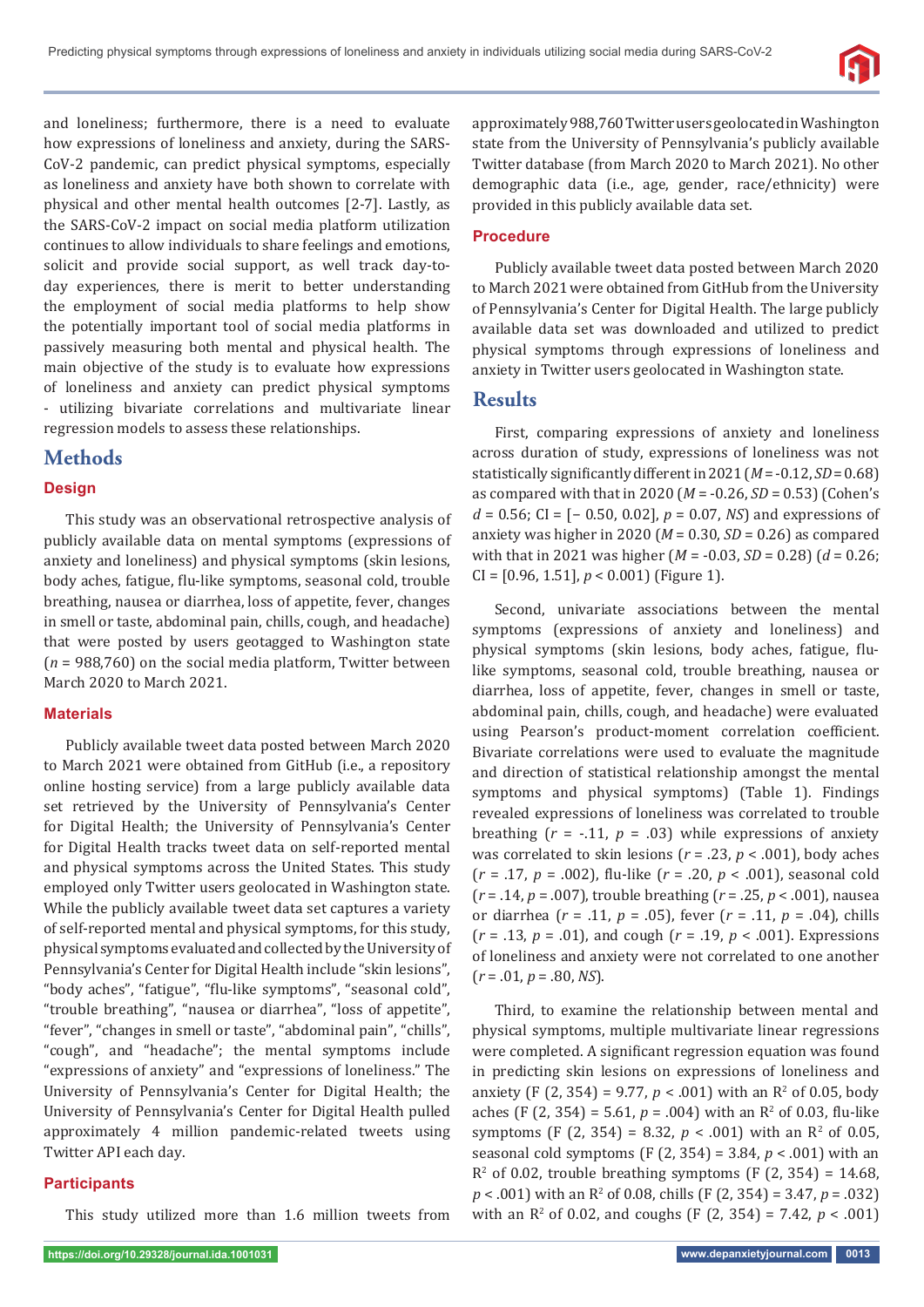and loneliness; furthermore, there is a need to evaluate how expressions of loneliness and anxiety, during the SARS-CoV-2 pandemic, can predict physical symptoms, especially as loneliness and anxiety have both shown to correlate with physical and other mental health outcomes [2-7]. Lastly, as the SARS-CoV-2 impact on social media platform utilization continues to allow individuals to share feelings and emotions, solicit and provide social support, as well track day-to-day experiences, there is merit to better understanding the employment of social media platforms to help show the potentially important tool of social media platforms in passively measuring both mental and physical health. The main objective of the study is to evaluate how expressions of loneliness and anxiety can predict physical symptoms - utilizing bivariate correlations and multivariate linear regression models to assess these relationships.

# Methods

## Design

This study was an observational retrospective analysis of publicly available data on mental symptoms (expressions of anxiety and loneliness) and physical symptoms (skin lesions, body aches, fatigue, flu-like symptoms, seasonal cold, trouble breathing, nausea or diarrhea, loss of appetite, fever, changes in smell or taste, abdominal pain, chills, cough, and headache) that were posted by users geotagged to Washington state ($n$ = 988,760) on the social media platform, Twitter between March 2020 to March 2021.

## Materials

Publicly available tweet data posted between March 2020 to March 2021 were obtained from GitHub (i.e., a repository online hosting service) from a large publicly available data set retrieved by the University of Pennsylvania's Center for Digital Health; the University of Pennsylvania's Center for Digital Health tracks tweet data on self-reported mental and physical symptoms across the United States. This study employed only Twitter users geolocated in Washington state. While the publicly available tweet data set captures a variety of self-reported mental and physical symptoms, for this study, physical symptoms evaluated and collected by the University of Pennsylvania's Center for Digital Health include "skin lesions", "body aches", "fatigue", "flu-like symptoms", "seasonal cold", "trouble breathing", "nausea or diarrhea", "loss of appetite", "fever", "changes in smell or taste", "abdominal pain", "chills", "cough", and "headache"; the mental symptoms include "expressions of anxiety" and "expressions of loneliness." The University of Pennsylvania's Center for Digital Health; the University of Pennsylvania's Center for Digital Health pulled approximately 4 million pandemic-related tweets using Twitter API each day.

## Participants

This study utilized more than 1.6 million tweets from approximately 988,760 Twitter users geolocated in Washington state from the University of Pennsylvania's publicly available Twitter database (from March 2020 to March 2021). No other demographic data (i.e., age, gender, race/ethnicity) were provided in this publicly available data set.

## Procedure

Publicly available tweet data posted between March 2020 to March 2021 were obtained from GitHub from the University of Pennsylvania's Center for Digital Health. The large publicly available data set was downloaded and utilized to predict physical symptoms through expressions of loneliness and anxiety in Twitter users geolocated in Washington state.

# Results

First, comparing expressions of anxiety and loneliness across duration of study, expressions of loneliness was not statistically significantly different in 2021 ($M$ = -0.12, $SD$ = 0.68) as compared with that in 2020 ($M$ = -0.26, $SD$ = 0.53) (Cohen's $d$ = 0.56; CI = [– 0.50, 0.02], $p$ = 0.07, *NS*) and expressions of anxiety was higher in 2020 ($M$ = 0.30, $SD$ = 0.26) as compared with that in 2021 was higher ($M$ = -0.03, $SD$ = 0.28) ($d$ = 0.26; CI = [0.96, 1.51], $p$ < 0.001) (Figure 1).

Second, univariate associations between the mental symptoms (expressions of anxiety and loneliness) and physical symptoms (skin lesions, body aches, fatigue, flu-like symptoms, seasonal cold, trouble breathing, nausea or diarrhea, loss of appetite, fever, changes in smell or taste, abdominal pain, chills, cough, and headache) were evaluated using Pearson's product-moment correlation coefficient. Bivariate correlations were used to evaluate the magnitude and direction of statistical relationship amongst the mental symptoms and physical symptoms) (Table 1). Findings revealed expressions of loneliness was correlated to trouble breathing ($r$ = -.11, $p$ = .03) while expressions of anxiety was correlated to skin lesions ($r$ = .23, $p$ < .001), body aches ($r$ = .17, $p$ = .002), flu-like ($r$ = .20, $p$ < .001), seasonal cold ($r$ = .14, $p$ = .007), trouble breathing ($r$ = .25, $p$ < .001), nausea or diarrhea ($r$ = .11, $p$ = .05), fever ($r$ = .11, $p$ = .04), chills ($r$ = .13, $p$ = .01), and cough ($r$ = .19, $p$ < .001). Expressions of loneliness and anxiety were not correlated to one another ($r$ = .01, $p$ = .80, *NS*).

Third, to examine the relationship between mental and physical symptoms, multiple multivariate linear regressions were completed. A significant regression equation was found in predicting skin lesions on expressions of loneliness and anxiety ($F$ (2, 354) = 9.77, $p$ < .001) with an $R^2$ of 0.05, body aches ($F$ (2, 354) = 5.61, $p$ = .004) with an $R^2$ of 0.03, flu-like symptoms ($F$ (2, 354) = 8.32, $p$ < .001) with an $R^2$ of 0.05, seasonal cold symptoms ($F$ (2, 354) = 3.84, $p$ < .001) with an $R^2$ of 0.02, trouble breathing symptoms ($F$ (2, 354) = 14.68, $p$ < .001) with an $R^2$ of 0.08, chills ($F$ (2, 354) = 3.47, $p$ = .032) with an $R^2$ of 0.02, and coughs ($F$ (2, 354) = 7.42, $p$ < .001)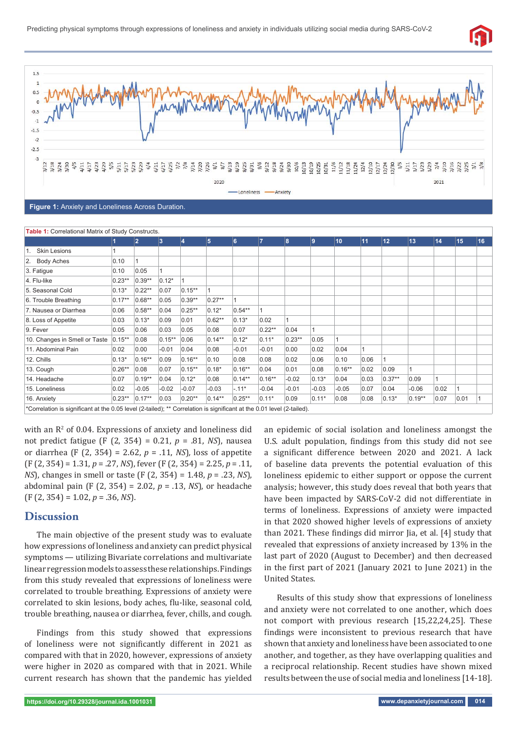**Figure 1:** Anxiety and Loneliness Across Duration.

**Table 1:** Correlational Matrix of Study Constructs.

| | 1 | 2 | 3 | 4 | 5 | 6 | 7 | 8 | 9 | 10 | 11 | 12 | 13 | 14 | 15 | 16 |
|---|---|---|---|---|---|---|---|---|---|---|---|---|---|---|---|---|
| 1. Skin Lesions | 1 | | | | | | | | | | | | | | | |
| 2. Body Aches | 0.10 | 1 | | | | | | | | | | | | | | |
| 3. Fatigue | 0.10 | 0.05 | 1 | | | | | | | | | | | | | |
| 4. Flu-like | 0.23** | 0.39** | 0.12* | 1 | | | | | | | | | | | | |
| 5. Seasonal Cold | 0.13* | 0.22** | 0.07 | 0.15** | 1 | | | | | | | | | | | |
| 6. Trouble Breathing | 0.17** | 0.68** | 0.05 | 0.39** | 0.27** | 1 | | | | | | | | | | |
| 7. Nausea or Diarrhea | 0.06 | 0.58** | 0.04 | 0.25** | 0.12* | 0.54** | 1 | | | | | | | | | |
| 8. Loss of Appetite | 0.03 | 0.13* | 0.09 | 0.01 | 0.62** | 0.13* | 0.02 | 1 | | | | | | | | |
| 9. Fever | 0.05 | 0.06 | 0.03 | 0.05 | 0.08 | 0.07 | 0.22** | 0.04 | 1 | | | | | | | |
| 10. Changes in Smell or Taste | 0.15** | 0.08 | 0.15** | 0.06 | 0.14** | 0.12* | 0.11* | 0.23** | 0.05 | 1 | | | | | | |
| 11. Abdominal Pain | 0.02 | 0.00 | -0.01 | 0.04 | 0.08 | -0.01 | -0.01 | 0.00 | 0.02 | 0.04 | 1 | | | | | |
| 12. Chills | 0.13* | 0.16** | 0.09 | 0.16** | 0.10 | 0.08 | 0.08 | 0.02 | 0.06 | 0.10 | 0.06 | 1 | | | | |
| 13. Cough | 0.26** | 0.08 | 0.07 | 0.15** | 0.18* | 0.16** | 0.04 | 0.01 | 0.08 | 0.16** | 0.02 | 0.09 | 1 | | | |
| 14. Headache | 0.07 | 0.19** | 0.04 | 0.12* | 0.08 | 0.14** | 0.16** | -0.02 | 0.13* | 0.04 | 0.03 | 0.37** | 0.09 | 1 | | |
| 15. Loneliness | 0.02 | -0.05 | -0.02 | -0.07 | -0.03 | -.11* | -0.04 | -0.01 | -0.03 | -0.05 | 0.07 | 0.04 | -0.06 | 0.02 | 1 | |
| 16. Anxiety | 0.23** | 0.17** | 0.03 | 0.20** | 0.14** | 0.25** | 0.11* | 0.09 | 0.11* | 0.08 | 0.08 | 0.13* | 0.19** | 0.07 | 0.01 | 1 |

*Correlation is significant at the 0.05 level (2-tailed); ** Correlation is significant at the 0.01 level (2-tailed).

with an $R^2$ of 0.04. Expressions of anxiety and loneliness did not predict fatigue ($F$ (2, 354) = 0.21, $p$ = .81, *NS*), nausea or diarrhea ($F$ (2, 354) = 2.62, $p$ = .11, *NS*), loss of appetite ($F$ (2, 354) = 1.31, $p$ = .27, *NS*), fever ($F$ (2, 354) = 2.25, $p$ = .11, *NS*), changes in smell or taste ($F$ (2, 354) = 1.48, $p$ = .23, *NS*), abdominal pain ($F$ (2, 354) = 2.02, $p$ = .13, *NS*), or headache ($F$ (2, 354) = 1.02, $p$ = .36, *NS*).

## Discussion

The main objective of the present study was to evaluate how expressions of loneliness and anxiety can predict physical symptoms — utilizing Bivariate correlations and multivariate linear regression models to assess these relationships. Findings from this study revealed that expressions of loneliness were correlated to trouble breathing. Expressions of anxiety were correlated to skin lesions, body aches, flu-like, seasonal cold, trouble breathing, nausea or diarrhea, fever, chills, and cough.

Findings from this study showed that expressions of loneliness were not significantly different in 2021 as compared with that in 2020, however, expressions of anxiety were higher in 2020 as compared with that in 2021. While current research has shown that the pandemic has yielded an epidemic of social isolation and loneliness amongst the U.S. adult population, findings from this study did not see a significant difference between 2020 and 2021. A lack of baseline data prevents the potential evaluation of this loneliness epidemic to either support or oppose the current analysis; however, this study does reveal that both years that have been impacted by SARS-CoV-2 did not differentiate in terms of loneliness. Expressions of anxiety were impacted in that 2020 showed higher levels of expressions of anxiety than 2021. These findings did mirror Jia, et al. [4] study that revealed that expressions of anxiety increased by 13% in the last part of 2020 (August to December) and then decreased in the first part of 2021 (January 2021 to June 2021) in the United States.

Results of this study show that expressions of loneliness and anxiety were not correlated to one another, which does not comport with previous research [15,22,24,25]. These findings were inconsistent to previous research that have shown that anxiety and loneliness have been associated to one another, and together, as they have overlapping qualities and a reciprocal relationship. Recent studies have shown mixed results between the use of social media and loneliness [14-18].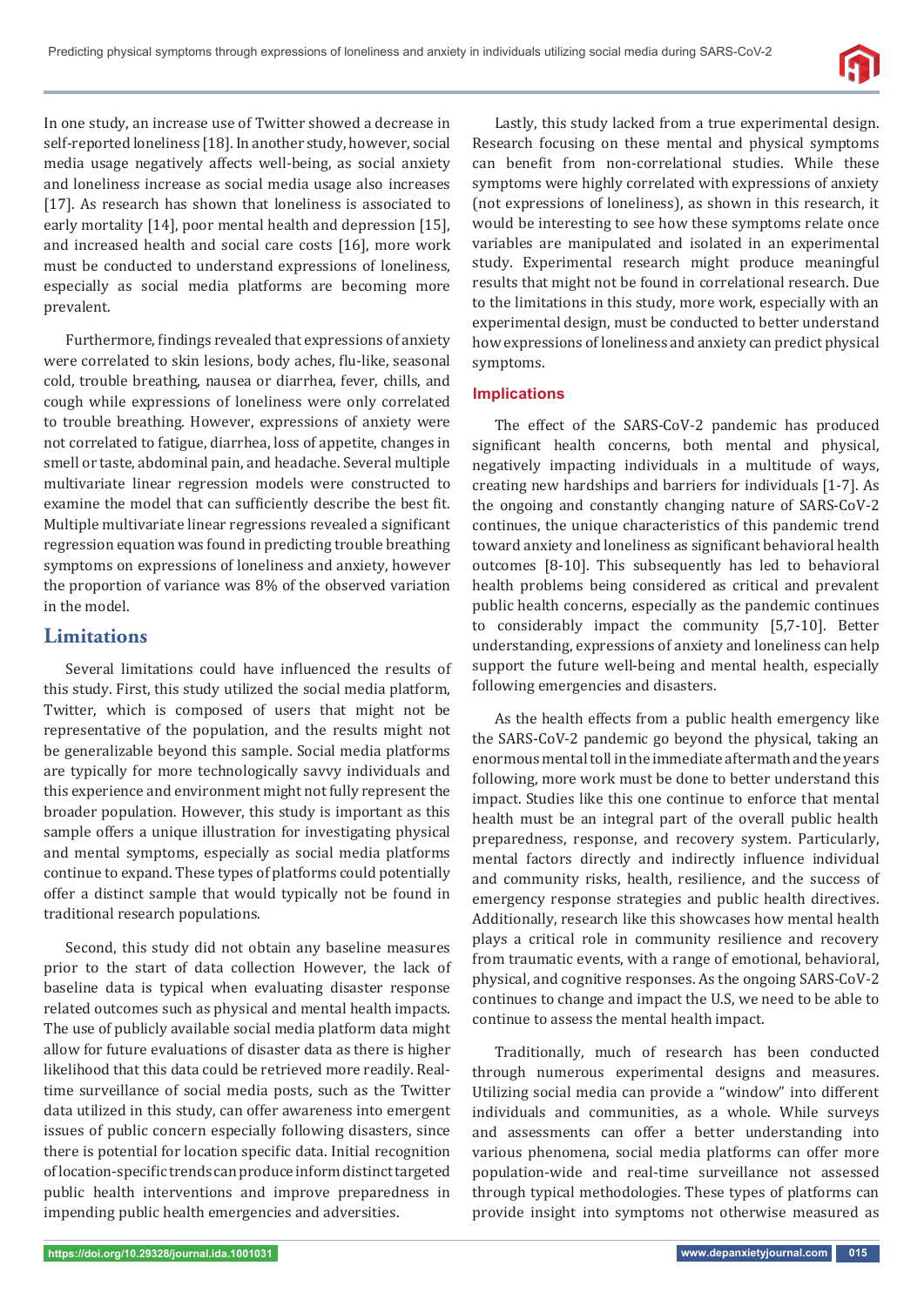In one study, an increase use of Twitter showed a decrease in self-reported loneliness [18]. In another study, however, social media usage negatively affects well-being, as social anxiety and loneliness increase as social media usage also increases [17]. As research has shown that loneliness is associated to early mortality [14], poor mental health and depression [15], and increased health and social care costs [16], more work must be conducted to understand expressions of loneliness, especially as social media platforms are becoming more prevalent.

Furthermore, findings revealed that expressions of anxiety were correlated to skin lesions, body aches, flu-like, seasonal cold, trouble breathing, nausea or diarrhea, fever, chills, and cough while expressions of loneliness were only correlated to trouble breathing. However, expressions of anxiety were not correlated to fatigue, diarrhea, loss of appetite, changes in smell or taste, abdominal pain, and headache. Several multiple multivariate linear regression models were constructed to examine the model that can sufficiently describe the best fit. Multiple multivariate linear regressions revealed a significant regression equation was found in predicting trouble breathing symptoms on expressions of loneliness and anxiety, however the proportion of variance was 8% of the observed variation in the model.

## Limitations

Several limitations could have influenced the results of this study. First, this study utilized the social media platform, Twitter, which is composed of users that might not be representative of the population, and the results might not be generalizable beyond this sample. Social media platforms are typically for more technologically savvy individuals and this experience and environment might not fully represent the broader population. However, this study is important as this sample offers a unique illustration for investigating physical and mental symptoms, especially as social media platforms continue to expand. These types of platforms could potentially offer a distinct sample that would typically not be found in traditional research populations.

Second, this study did not obtain any baseline measures prior to the start of data collection However, the lack of baseline data is typical when evaluating disaster response related outcomes such as physical and mental health impacts. The use of publicly available social media platform data might allow for future evaluations of disaster data as there is higher likelihood that this data could be retrieved more readily. Real-time surveillance of social media posts, such as the Twitter data utilized in this study, can offer awareness into emergent issues of public concern especially following disasters, since there is potential for location specific data. Initial recognition of location-specific trends can produce inform distinct targeted public health interventions and improve preparedness in impending public health emergencies and adversities.

Lastly, this study lacked from a true experimental design. Research focusing on these mental and physical symptoms can benefit from non-correlational studies. While these symptoms were highly correlated with expressions of anxiety (not expressions of loneliness), as shown in this research, it would be interesting to see how these symptoms relate once variables are manipulated and isolated in an experimental study. Experimental research might produce meaningful results that might not be found in correlational research. Due to the limitations in this study, more work, especially with an experimental design, must be conducted to better understand how expressions of loneliness and anxiety can predict physical symptoms.

### Implications

The effect of the SARS-CoV-2 pandemic has produced significant health concerns, both mental and physical, negatively impacting individuals in a multitude of ways, creating new hardships and barriers for individuals [1-7]. As the ongoing and constantly changing nature of SARS-CoV-2 continues, the unique characteristics of this pandemic trend toward anxiety and loneliness as significant behavioral health outcomes [8-10]. This subsequently has led to behavioral health problems being considered as critical and prevalent public health concerns, especially as the pandemic continues to considerably impact the community [5,7-10]. Better understanding, expressions of anxiety and loneliness can help support the future well-being and mental health, especially following emergencies and disasters.

As the health effects from a public health emergency like the SARS-CoV-2 pandemic go beyond the physical, taking an enormous mental toll in the immediate aftermath and the years following, more work must be done to better understand this impact. Studies like this one continue to enforce that mental health must be an integral part of the overall public health preparedness, response, and recovery system. Particularly, mental factors directly and indirectly influence individual and community risks, health, resilience, and the success of emergency response strategies and public health directives. Additionally, research like this showcases how mental health plays a critical role in community resilience and recovery from traumatic events, with a range of emotional, behavioral, physical, and cognitive responses. As the ongoing SARS-CoV-2 continues to change and impact the U.S, we need to be able to continue to assess the mental health impact.

Traditionally, much of research has been conducted through numerous experimental designs and measures. Utilizing social media can provide a "window" into different individuals and communities, as a whole. While surveys and assessments can offer a better understanding into various phenomena, social media platforms can offer more population-wide and real-time surveillance not assessed through typical methodologies. These types of platforms can provide insight into symptoms not otherwise measured as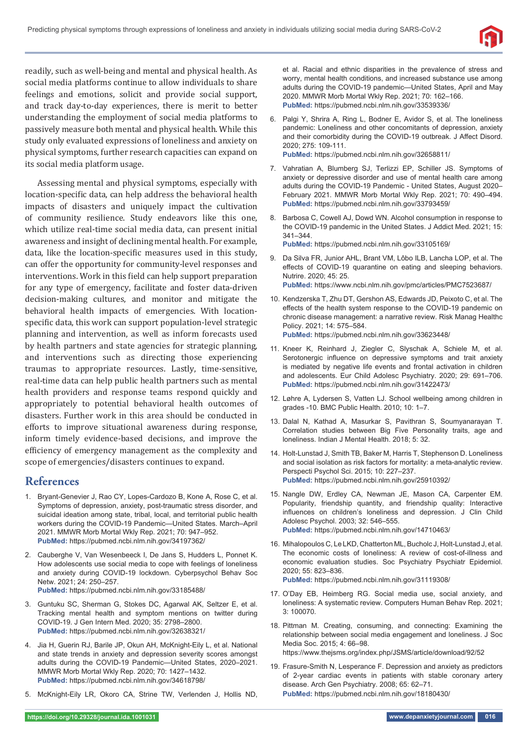readily, such as well-being and mental and physical health. As social media platforms continue to allow individuals to share feelings and emotions, solicit and provide social support, and track day-to-day experiences, there is merit to better understanding the employment of social media platforms to passively measure both mental and physical health. While this study only evaluated expressions of loneliness and anxiety on physical symptoms, further research capacities can expand on its social media platform usage.

Assessing mental and physical symptoms, especially with location-specific data, can help address the behavioral health impacts of disasters and uniquely impact the cultivation of community resilience. Study endeavors like this one, which utilize real-time social media data, can present initial awareness and insight of declining mental health. For example, data, like the location-specific measures used in this study, can offer the opportunity for community-level responses and interventions. Work in this field can help support preparation for any type of emergency, facilitate and foster data-driven decision-making cultures, and monitor and mitigate the behavioral health impacts of emergencies. With location-specific data, this work can support population-level strategic planning and intervention, as well as inform forecasts used by health partners and state agencies for strategic planning, and interventions such as directing those experiencing traumas to appropriate resources. Lastly, time-sensitive, real-time data can help public health partners such as mental health providers and response teams respond quickly and appropriately to potential behavioral health outcomes of disasters. Further work in this area should be conducted in efforts to improve situational awareness during response, inform timely evidence-based decisions, and improve the efficiency of emergency management as the complexity and scope of emergencies/disasters continues to expand.

## References

1. Bryant-Genevier J, Rao CY, Lopes-Cardozo B, Kone A, Rose C, et al. Symptoms of depression, anxiety, post-traumatic stress disorder, and suicidal ideation among state, tribal, local, and territorial public health workers during the COVID-19 Pandemic—United States. March–April 2021. MMWR Morb Mortal Wkly Rep. 2021; 70: 947–952. **PubMed:** https://pubmed.ncbi.nlm.nih.gov/34197362/

2. Cauberghe V, Van Wesenbeeck I, De Jans S, Hudders L, Ponnet K. How adolescents use social media to cope with feelings of loneliness and anxiety during COVID-19 lockdown. Cyberpsychol Behav Soc Netw. 2021; 24: 250–257. **PubMed:** https://pubmed.ncbi.nlm.nih.gov/33185488/

3. Guntuku SC, Sherman G, Stokes DC, Agarwal AK, Seltzer E, et al. Tracking mental health and symptom mentions on twitter during COVID-19. J Gen Intern Med. 2020; 35: 2798–2800. **PubMed:** https://pubmed.ncbi.nlm.nih.gov/32638321/

4. Jia H, Guerin RJ, Barile JP, Okun AH, McKnight-Eily L, et al. National and state trends in anxiety and depression severity scores amongst adults during the COVID-19 Pandemic—United States, 2020–2021. MMWR Morb Mortal Wkly Rep. 2020; 70: 1427–1432. **PubMed:** https://pubmed.ncbi.nlm.nih.gov/34618798/

5. McKnight-Eily LR, Okoro CA, Strine TW, Verlenden J, Hollis ND, et al. Racial and ethnic disparities in the prevalence of stress and worry, mental health conditions, and increased substance use among adults during the COVID-19 pandemic—United States, April and May 2020. MMWR Morb Mortal Wkly Rep. 2021; 70: 162–166. **PubMed:** https://pubmed.ncbi.nlm.nih.gov/33539336/

6. Palgi Y, Shrira A, Ring L, Bodner E, Avidor S, et al. The loneliness pandemic: Loneliness and other concomitants of depression, anxiety and their comorbidity during the COVID-19 outbreak. J Affect Disord. 2020; 275: 109-111. **PubMed:** https://pubmed.ncbi.nlm.nih.gov/32658811/

7. Vahratian A, Blumberg SJ, Terlizzi EP, Schiller JS. Symptoms of anxiety or depressive disorder and use of mental health care among adults during the COVID-19 Pandemic - United States, August 2020–February 2021. MMWR Morb Mortal Wkly Rep. 2021; 70: 490–494. **PubMed:** https://pubmed.ncbi.nlm.nih.gov/33793459/

8. Barbosa C, Cowell AJ, Dowd WN. Alcohol consumption in response to the COVID-19 pandemic in the United States. J Addict Med. 2021; 15: 341–344. **PubMed:** https://pubmed.ncbi.nlm.nih.gov/33105169/

9. Da Silva FR, Junior AHL, Brant VM, Lôbo ILB, Lancha LOP, et al. The effects of COVID-19 quarantine on eating and sleeping behaviors. Nutrire. 2020; 45: 25. **PubMed:** https://www.ncbi.nlm.nih.gov/pmc/articles/PMC7523687/

10. Kendzerska T, Zhu DT, Gershon AS, Edwards JD, Peixoto C, et al. The effects of the health system response to the COVID-19 pandemic on chronic disease management: a narrative review. Risk Manag Healthc Policy. 2021; 14: 575–584. **PubMed:** https://pubmed.ncbi.nlm.nih.gov/33623448/

11. Kneer K, Reinhard J, Ziegler C, Slyschak A, Schiele M, et al. Serotonergic influence on depressive symptoms and trait anxiety is mediated by negative life events and frontal activation in children and adolescents. Eur Child Adolesc Psychiatry. 2020; 29: 691–706. **PubMed:** https://pubmed.ncbi.nlm.nih.gov/31422473/

12. Løhre A, Lydersen S, Vatten LJ. School wellbeing among children in grades -10. BMC Public Health. 2010; 10: 1–7.

13. Dalal N, Kathad A, Masurkar S, Pavithran S, Soumyanarayan T. Correlation studies between Big Five Personality traits, age and loneliness. Indian J Mental Health. 2018; 5: 32.

14. Holt-Lunstad J, Smith TB, Baker M, Harris T, Stephenson D. Loneliness and social isolation as risk factors for mortality: a meta-analytic review. Perspecti Psychol Sci. 2015; 10: 227–237. **PubMed:** https://pubmed.ncbi.nlm.nih.gov/25910392/

15. Nangle DW, Erdley CA, Newman JE, Mason CA, Carpenter EM. Popularity, friendship quantity, and friendship quality: Interactive influences on children's loneliness and depression. J Clin Child Adolesc Psychol. 2003; 32: 546–555. **PubMed:** https://pubmed.ncbi.nlm.nih.gov/14710463/

16. Mihalopoulos C, Le LKD, Chatterton ML, Bucholc J, Holt-Lunstad J, et al. The economic costs of loneliness: A review of cost-of-illness and economic evaluation studies. Soc Psychiatry Psychiatr Epidemiol. 2020; 55: 823–836. **PubMed:** https://pubmed.ncbi.nlm.nih.gov/31119308/

17. O'Day EB, Heimberg RG. Social media use, social anxiety, and loneliness: A systematic review. Computers Human Behav Rep. 2021; 3: 100070.

18. Pittman M. Creating, consuming, and connecting: Examining the relationship between social media engagement and loneliness. J Soc Media Soc. 2015; 4: 66–98. https://www.thejsms.org/index.php/JSMS/article/download/92/52

19. Frasure-Smith N, Lesperance F. Depression and anxiety as predictors of 2-year cardiac events in patients with stable coronary artery disease. Arch Gen Psychiatry. 2008; 65: 62–71. **PubMed:** https://pubmed.ncbi.nlm.nih.gov/18180430/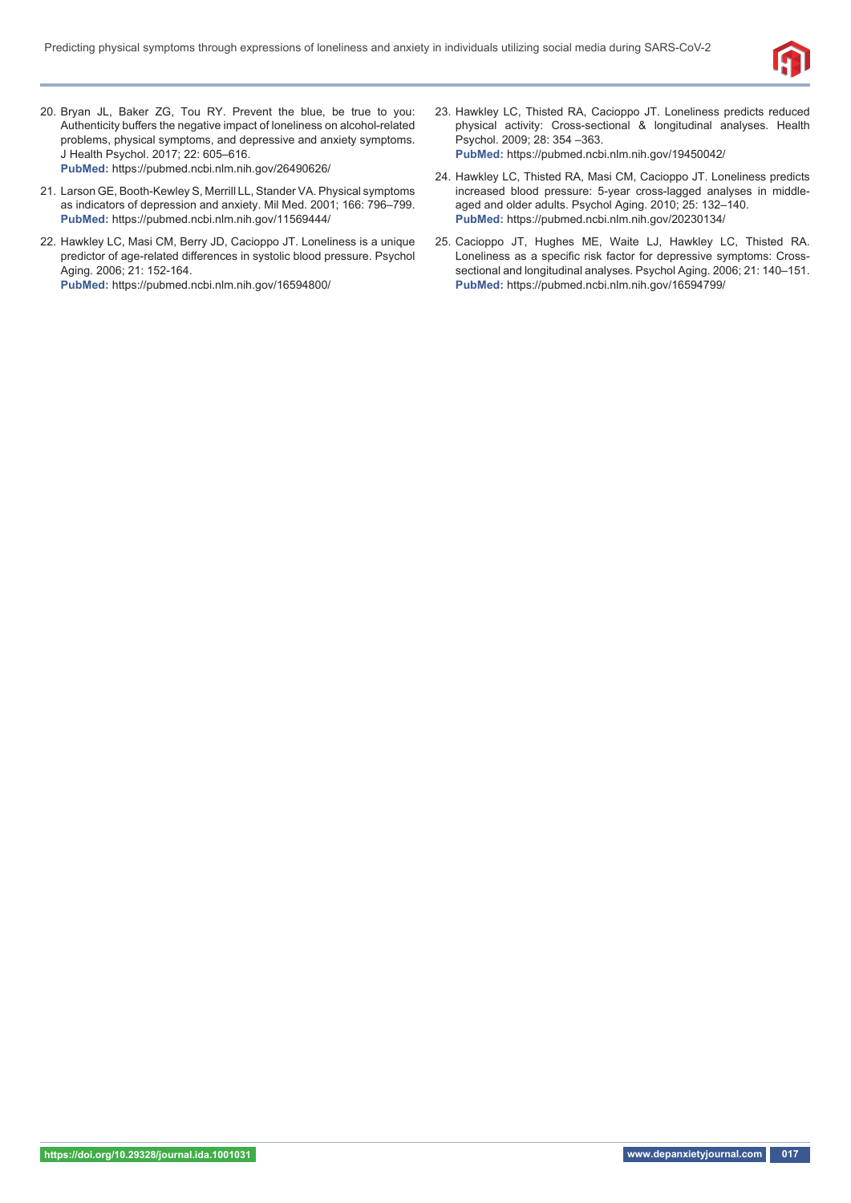20. Bryan JL, Baker ZG, Tou RY. Prevent the blue, be true to you: Authenticity buffers the negative impact of loneliness on alcohol-related problems, physical symptoms, and depressive and anxiety symptoms. J Health Psychol. 2017; 22: 605–616.
**PubMed:** https://pubmed.ncbi.nlm.nih.gov/26490626/

21. Larson GE, Booth-Kewley S, Merrill LL, Stander VA. Physical symptoms as indicators of depression and anxiety. Mil Med. 2001; 166: 796–799.
**PubMed:** https://pubmed.ncbi.nlm.nih.gov/11569444/

22. Hawkley LC, Masi CM, Berry JD, Cacioppo JT. Loneliness is a unique predictor of age-related differences in systolic blood pressure. Psychol Aging. 2006; 21: 152-164.
**PubMed:** https://pubmed.ncbi.nlm.nih.gov/16594800/

23. Hawkley LC, Thisted RA, Cacioppo JT. Loneliness predicts reduced physical activity: Cross-sectional & longitudinal analyses. Health Psychol. 2009; 28: 354 –363.
**PubMed:** https://pubmed.ncbi.nlm.nih.gov/19450042/

24. Hawkley LC, Thisted RA, Masi CM, Cacioppo JT. Loneliness predicts increased blood pressure: 5-year cross-lagged analyses in middle-aged and older adults. Psychol Aging. 2010; 25: 132–140.
**PubMed:** https://pubmed.ncbi.nlm.nih.gov/20230134/

25. Cacioppo JT, Hughes ME, Waite LJ, Hawkley LC, Thisted RA. Loneliness as a specific risk factor for depressive symptoms: Cross-sectional and longitudinal analyses. Psychol Aging. 2006; 21: 140–151.
**PubMed:** https://pubmed.ncbi.nlm.nih.gov/16594799/